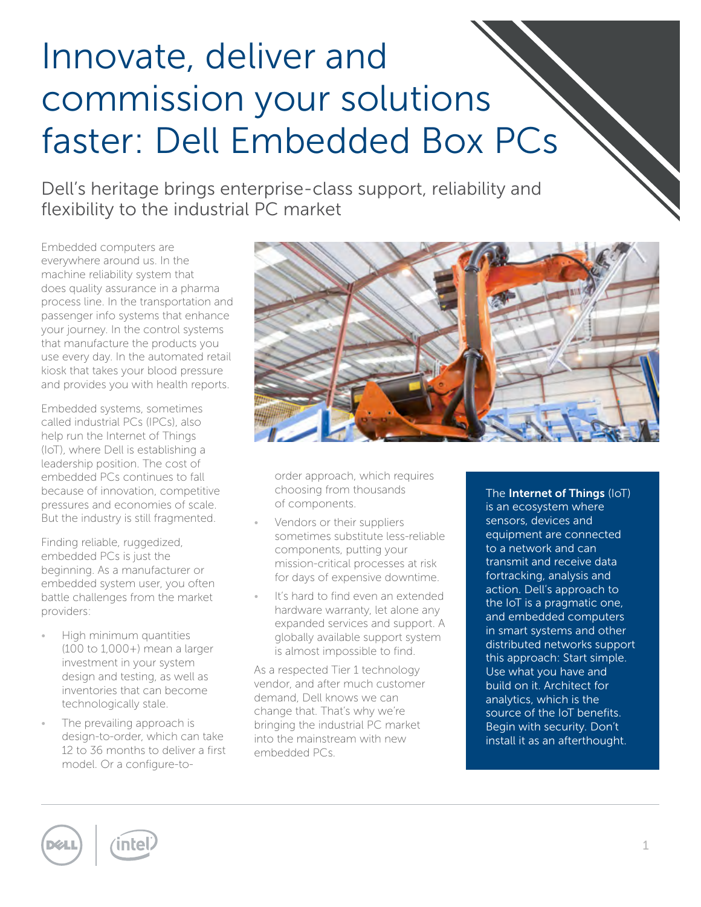# Innovate, deliver and commission your solutions faster: Dell Embedded Box PCs

## Dell's heritage brings enterprise-class support, reliability and flexibility to the industrial PC market

Embedded computers are everywhere around us. In the machine reliability system that does quality assurance in a pharma process line. In the transportation and passenger info systems that enhance your journey. In the control systems that manufacture the products you use every day. In the automated retail kiosk that takes your blood pressure and provides you with health reports.

Embedded systems, sometimes called industrial PCs (IPCs), also help run the Internet of Things (IoT), where Dell is establishing a leadership position. The cost of embedded PCs continues to fall because of innovation, competitive pressures and economies of scale. But the industry is still fragmented.

Finding reliable, ruggedized, embedded PCs is just the beginning. As a manufacturer or embedded system user, you often battle challenges from the market providers:

- High minimum quantities (100 to 1,000+) mean a larger investment in your system design and testing, as well as inventories that can become technologically stale.
- The prevailing approach is design-to-order, which can take 12 to 36 months to deliver a first model. Or a configure-to-order approach, which requires choosing from thousands of components.
- Vendors or their suppliers sometimes substitute less-reliable components, putting your mission-critical processes at risk for days of expensive downtime.
- It's hard to find even an extended hardware warranty, let alone any expanded services and support. A globally available support system is almost impossible to find.

As a respected Tier 1 technology vendor, and after much customer demand, Dell knows we can change that. That's why we're bringing the industrial PC market into the mainstream with new embedded PCs.

The **Internet of Things** (IoT) is an ecosystem where sensors, devices and equipment are connected to a network and can transmit and receive data fortracking, analysis and action. Dell's approach to the IoT is a pragmatic one, and embedded computers in smart systems and other distributed networks support this approach: Start simple. Use what you have and build on it. Architect for analytics, which is the source of the IoT benefits. Begin with security. Don't install it as an afterthought.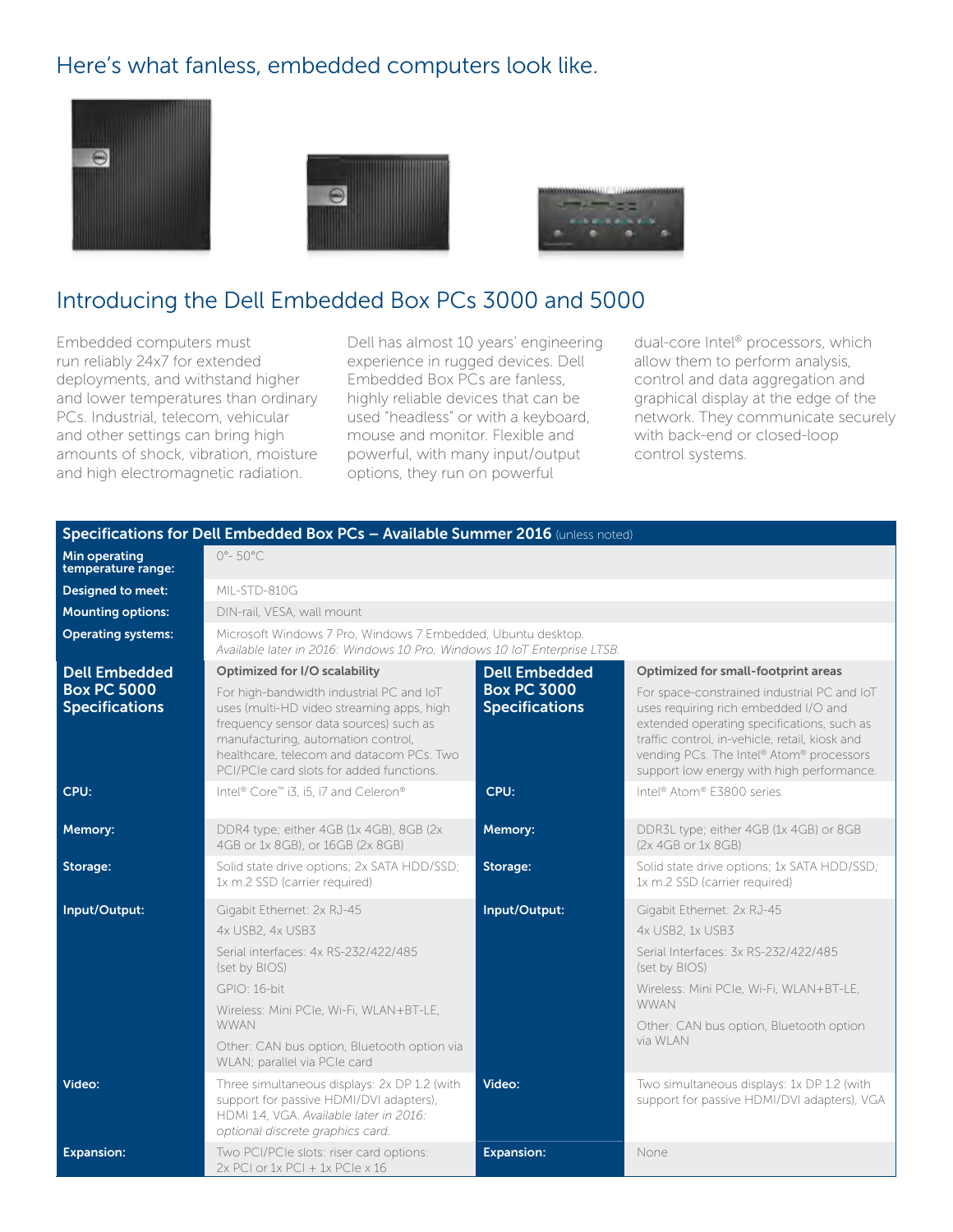## Here's what fanless, embedded computers look like.

## Introducing the Dell Embedded Box PCs 3000 and 5000

Embedded computers must run reliably 24x7 for extended deployments, and withstand higher and lower temperatures than ordinary PCs. Industrial, telecom, vehicular and other settings can bring high amounts of shock, vibration, moisture and high electromagnetic radiation.

Dell has almost 10 years' engineering experience in rugged devices. Dell Embedded Box PCs are fanless, highly reliable devices that can be used "headless" or with a keyboard, mouse and monitor. Flexible and powerful, with many input/output options, they run on powerful dual-core Intel® processors, which allow them to perform analysis, control and data aggregation and graphical display at the edge of the network. They communicate securely with back-end or closed-loop control systems.

**Specifications for Dell Embedded Box PCs – Available Summer 2016** (unless noted)

| | |
|---|---|
| **Min operating temperature range:** | 0°- 50°C |
| **Designed to meet:** | MIL-STD-810G |
| **Mounting options:** | DIN-rail, VESA, wall mount |
| **Operating systems:** | Microsoft Windows 7 Pro, Windows 7 Embedded, Ubuntu desktop. *Available later in 2016: Windows 10 Pro, Windows 10 IoT Enterprise LTSB.* |

| **Dell Embedded Box PC 5000 Specifications** | **Optimized for I/O scalability** For high-bandwidth industrial PC and IoT uses (multi-HD video streaming apps, high frequency sensor data sources) such as manufacturing, automation control, healthcare, telecom and datacom PCs. Two PCI/PCIe card slots for added functions. | **Dell Embedded Box PC 3000 Specifications** | **Optimized for small-footprint areas** For space-constrained industrial PC and IoT uses requiring rich embedded I/O and extended operating specifications, such as traffic control, in-vehicle, retail, kiosk and vending PCs. The Intel® Atom® processors support low energy with high performance. |
|---|---|---|---|
| **CPU:** | Intel® Core™ i3, i5, i7 and Celeron® | **CPU:** | Intel® Atom® E3800 series |
| **Memory:** | DDR4 type; either 4GB (1x 4GB), 8GB (2x 4GB or 1x 8GB), or 16GB (2x 8GB) | **Memory:** | DDR3L type; either 4GB (1x 4GB) or 8GB (2x 4GB or 1x 8GB) |
| **Storage:** | Solid state drive options; 2x SATA HDD/SSD; 1x m.2 SSD (carrier required) | **Storage:** | Solid state drive options; 1x SATA HDD/SSD; 1x m.2 SSD (carrier required) |
| **Input/Output:** | Gigabit Ethernet: 2x RJ-45<br>4x USB2, 4x USB3<br>Serial interfaces: 4x RS-232/422/485 (set by BIOS)<br>GPIO: 16-bit<br>Wireless: Mini PCIe, Wi-Fi, WLAN+BT-LE, WWAN<br>Other: CAN bus option, Bluetooth option via WLAN; parallel via PCIe card | **Input/Output:** | Gigabit Ethernet: 2x RJ-45<br>4x USB2, 1x USB3<br>Serial Interfaces: 3x RS-232/422/485 (set by BIOS)<br>Wireless: Mini PCIe, Wi-Fi, WLAN+BT-LE, WWAN<br>Other: CAN bus option, Bluetooth option via WLAN |
| **Video:** | Three simultaneous displays: 2x DP 1.2 (with support for passive HDMI/DVI adapters), HDMI 1.4, VGA. *Available later in 2016: optional discrete graphics card.* | **Video:** | Two simultaneous displays: 1x DP 1.2 (with support for passive HDMI/DVI adapters), VGA |
| **Expansion:** | Two PCI/PCIe slots: riser card options: 2x PCI or 1x PCI + 1x PCIe x 16 | **Expansion:** | None |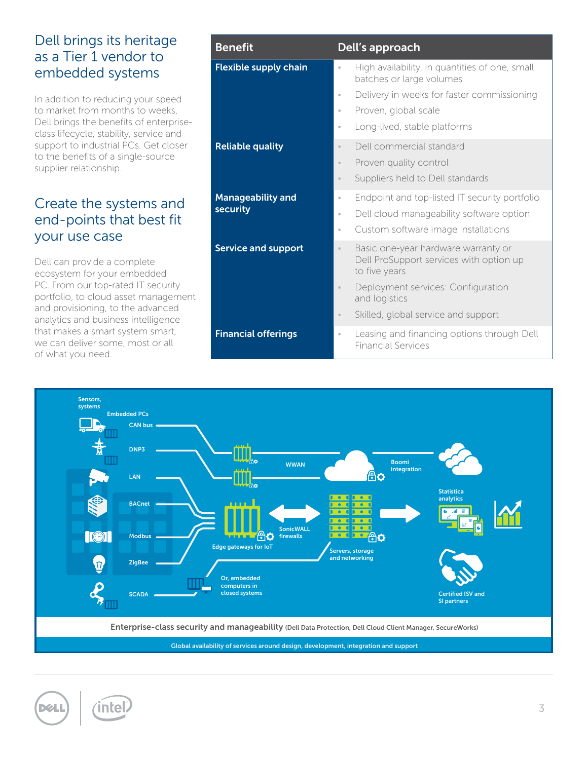## Dell brings its heritage as a Tier 1 vendor to embedded systems

In addition to reducing your speed to market from months to weeks, Dell brings the benefits of enterprise-class lifecycle, stability, service and support to industrial PCs. Get closer to the benefits of a single-source supplier relationship.

## Create the systems and end-points that best fit your use case

Dell can provide a complete ecosystem for your embedded PC. From our top-rated IT security portfolio, to cloud asset management and provisioning, to the advanced analytics and business intelligence that makes a smart system smart, we can deliver some, most or all of what you need.

| Benefit | Dell's approach |
|---|---|
| **Flexible supply chain** | • High availability, in quantities of one, small batches or large volumes<br>• Delivery in weeks for faster commissioning<br>• Proven, global scale<br>• Long-lived, stable platforms |
| **Reliable quality** | • Dell commercial standard<br>• Proven quality control<br>• Suppliers held to Dell standards |
| **Manageability and security** | • Endpoint and top-listed IT security portfolio<br>• Dell cloud manageability software option<br>• Custom software image installations |
| **Service and support** | • Basic one-year hardware warranty or Dell ProSupport services with option up to five years<br>• Deployment services: Configuration and logistics<br>• Skilled, global service and support |
| **Financial offerings** | • Leasing and financing options through Dell Financial Services |

Sensors, systems

Embedded PCs

CAN bus

DNP3

LAN

BACnet

Modbus

ZigBee

SCADA

WWAN

Boomi integration

Statistica analytics

Edge gateways for IoT

SonicWALL firewalls

Servers, storage and networking

Or, embedded computers in closed systems

Certified ISV and SI partners

**Enterprise-class security and manageability** (Dell Data Protection, Dell Cloud Client Manager, SecureWorks)

Global availability of services around design, development, integration and support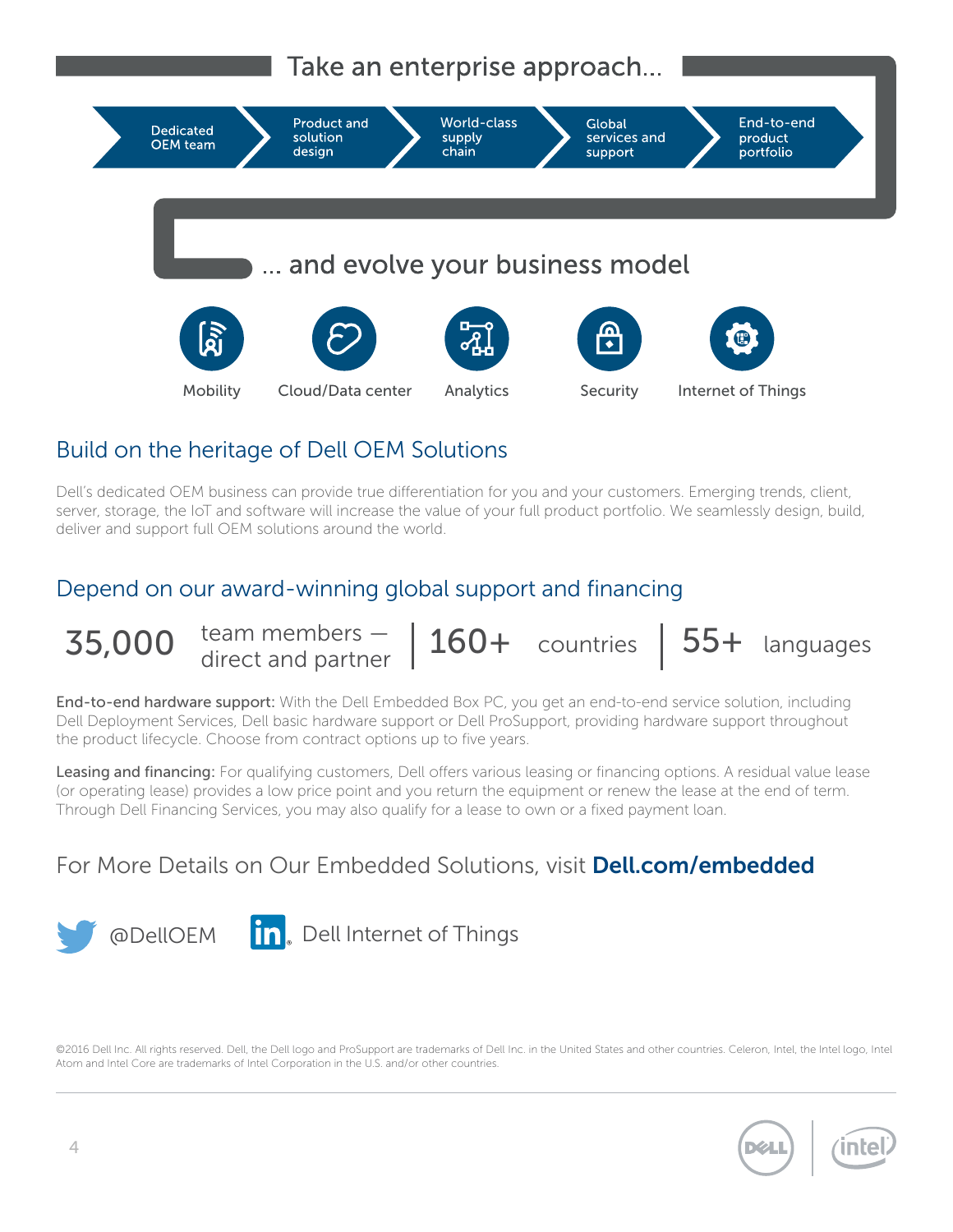## Take an enterprise approach...

Dedicated OEM team → Product and solution design → World-class supply chain → Global services and support → End-to-end product portfolio

## ... and evolve your business model

Mobility | Cloud/Data center | Analytics | Security | Internet of Things

## Build on the heritage of Dell OEM Solutions

Dell's dedicated OEM business can provide true differentiation for you and your customers. Emerging trends, client, server, storage, the IoT and software will increase the value of your full product portfolio. We seamlessly design, build, deliver and support full OEM solutions around the world.

## Depend on our award-winning global support and financing

**35,000** team members — direct and partner | **160+** countries | **55+** languages

**End-to-end hardware support:** With the Dell Embedded Box PC, you get an end-to-end service solution, including Dell Deployment Services, Dell basic hardware support or Dell ProSupport, providing hardware support throughout the product lifecycle. Choose from contract options up to five years.

**Leasing and financing:** For qualifying customers, Dell offers various leasing or financing options. A residual value lease (or operating lease) provides a low price point and you return the equipment or renew the lease at the end of term. Through Dell Financing Services, you may also qualify for a lease to own or a fixed payment loan.

For More Details on Our Embedded Solutions, visit **Dell.com/embedded**

@DellOEM

Dell Internet of Things

©2016 Dell Inc. All rights reserved. Dell, the Dell logo and ProSupport are trademarks of Dell Inc. in the United States and other countries. Celeron, Intel, the Intel logo, Intel Atom and Intel Core are trademarks of Intel Corporation in the U.S. and/or other countries.